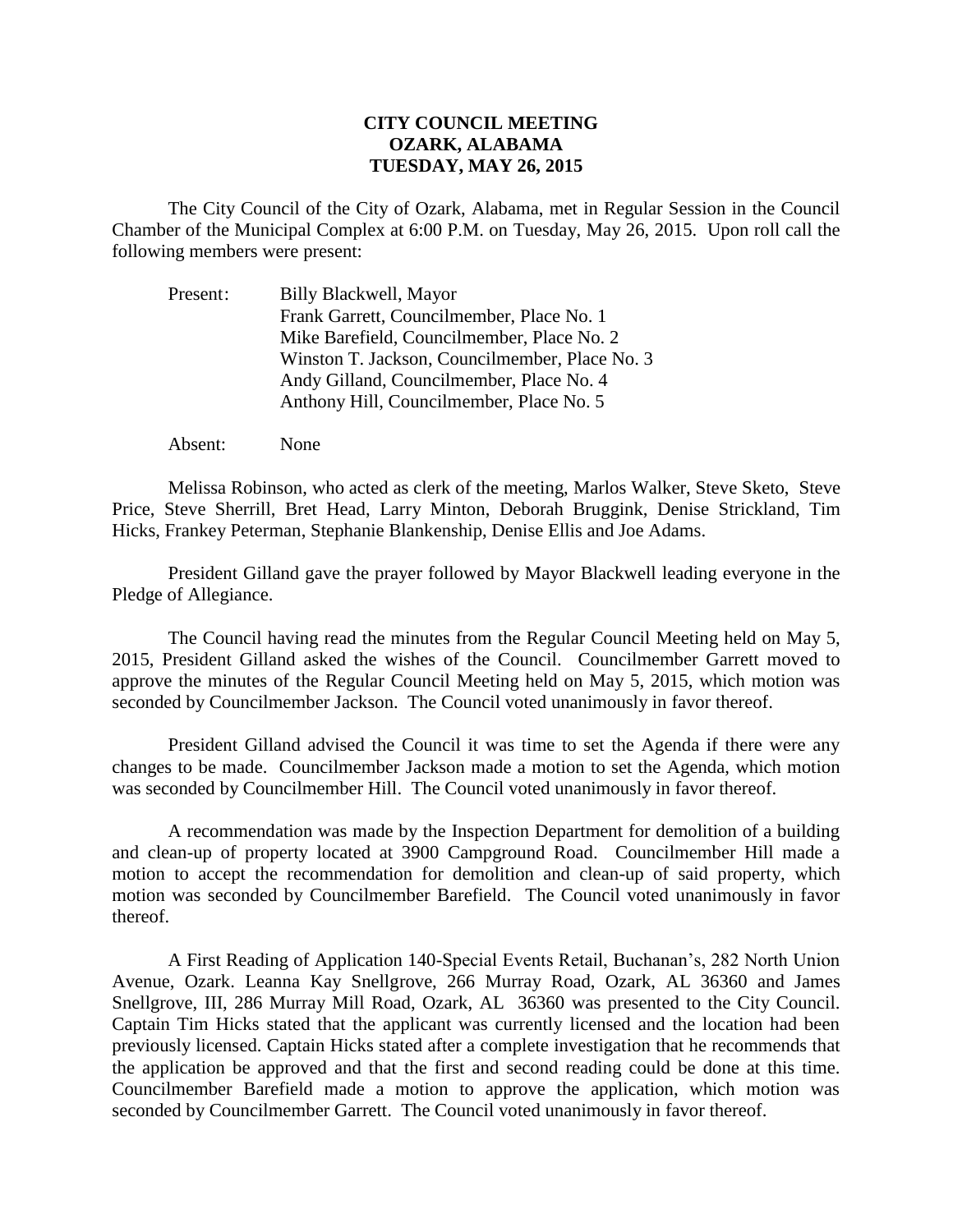**CITY COUNCIL MEETING**
**OZARK, ALABAMA**
**TUESDAY, MAY 26, 2015**

The City Council of the City of Ozark, Alabama, met in Regular Session in the Council Chamber of the Municipal Complex at 6:00 P.M. on Tuesday, May 26, 2015. Upon roll call the following members were present:

Present: Billy Blackwell, Mayor
Frank Garrett, Councilmember, Place No. 1
Mike Barefield, Councilmember, Place No. 2
Winston T. Jackson, Councilmember, Place No. 3
Andy Gilland, Councilmember, Place No. 4
Anthony Hill, Councilmember, Place No. 5

Absent: None

Melissa Robinson, who acted as clerk of the meeting, Marlos Walker, Steve Sketo, Steve Price, Steve Sherrill, Bret Head, Larry Minton, Deborah Bruggink, Denise Strickland, Tim Hicks, Frankey Peterman, Stephanie Blankenship, Denise Ellis and Joe Adams.

President Gilland gave the prayer followed by Mayor Blackwell leading everyone in the Pledge of Allegiance.

The Council having read the minutes from the Regular Council Meeting held on May 5, 2015, President Gilland asked the wishes of the Council. Councilmember Garrett moved to approve the minutes of the Regular Council Meeting held on May 5, 2015, which motion was seconded by Councilmember Jackson. The Council voted unanimously in favor thereof.

President Gilland advised the Council it was time to set the Agenda if there were any changes to be made. Councilmember Jackson made a motion to set the Agenda, which motion was seconded by Councilmember Hill. The Council voted unanimously in favor thereof.

A recommendation was made by the Inspection Department for demolition of a building and clean-up of property located at 3900 Campground Road. Councilmember Hill made a motion to accept the recommendation for demolition and clean-up of said property, which motion was seconded by Councilmember Barefield. The Council voted unanimously in favor thereof.

A First Reading of Application 140-Special Events Retail, Buchanan's, 282 North Union Avenue, Ozark. Leanna Kay Snellgrove, 266 Murray Road, Ozark, AL 36360 and James Snellgrove, III, 286 Murray Mill Road, Ozark, AL 36360 was presented to the City Council. Captain Tim Hicks stated that the applicant was currently licensed and the location had been previously licensed. Captain Hicks stated after a complete investigation that he recommends that the application be approved and that the first and second reading could be done at this time. Councilmember Barefield made a motion to approve the application, which motion was seconded by Councilmember Garrett. The Council voted unanimously in favor thereof.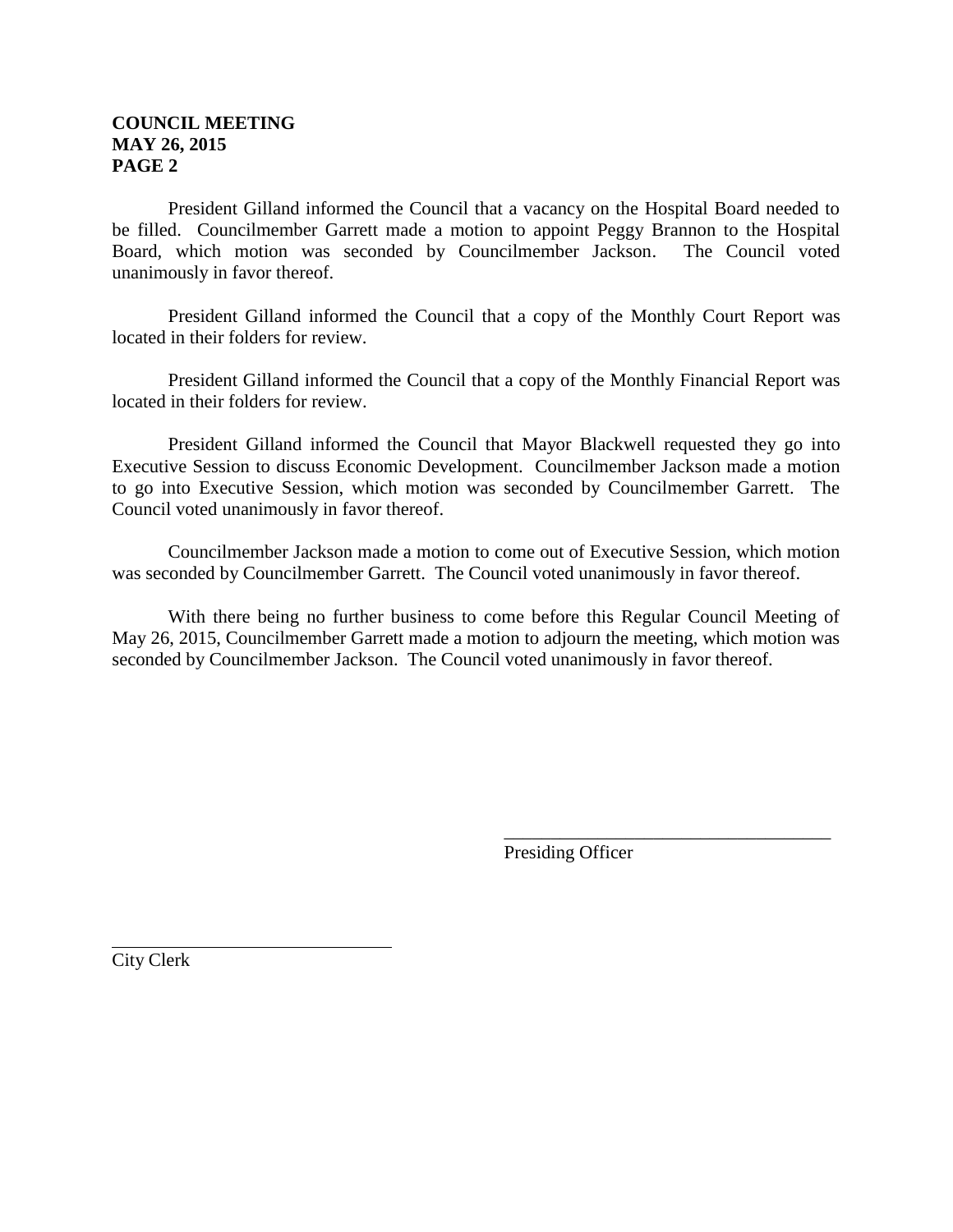**COUNCIL MEETING**
**MAY 26, 2015**
**PAGE 2**

President Gilland informed the Council that a vacancy on the Hospital Board needed to be filled. Councilmember Garrett made a motion to appoint Peggy Brannon to the Hospital Board, which motion was seconded by Councilmember Jackson. The Council voted unanimously in favor thereof.

President Gilland informed the Council that a copy of the Monthly Court Report was located in their folders for review.

President Gilland informed the Council that a copy of the Monthly Financial Report was located in their folders for review.

President Gilland informed the Council that Mayor Blackwell requested they go into Executive Session to discuss Economic Development. Councilmember Jackson made a motion to go into Executive Session, which motion was seconded by Councilmember Garrett. The Council voted unanimously in favor thereof.

Councilmember Jackson made a motion to come out of Executive Session, which motion was seconded by Councilmember Garrett. The Council voted unanimously in favor thereof.

With there being no further business to come before this Regular Council Meeting of May 26, 2015, Councilmember Garrett made a motion to adjourn the meeting, which motion was seconded by Councilmember Jackson. The Council voted unanimously in favor thereof.

\_\_\_\_\_\_\_\_\_\_\_\_\_\_\_\_\_\_\_\_\_\_\_\_\_\_\_\_\_\_\_\_\_\_\_\_
Presiding Officer

\_\_\_\_\_\_\_\_\_\_\_\_\_\_\_\_\_\_\_\_\_\_\_\_\_\_\_\_\_\_\_
City Clerk